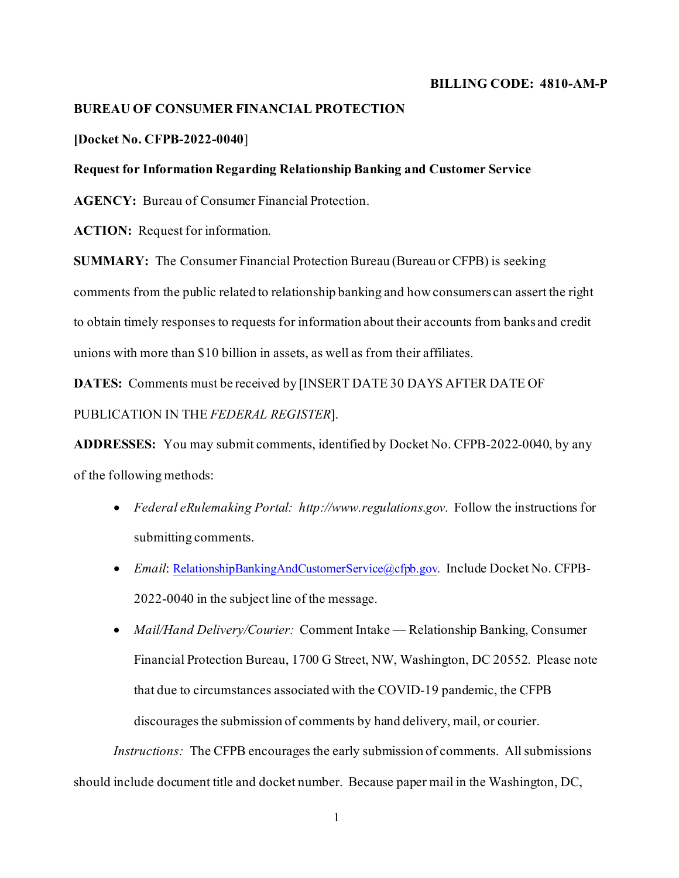**BILLING CODE: 4810-AM-P**

**BUREAU OF CONSUMER FINANCIAL PROTECTION**

**[Docket No. CFPB-2022-0040]**

**Request for Information Regarding Relationship Banking and Customer Service**

**AGENCY:** Bureau of Consumer Financial Protection.

**ACTION:** Request for information.

**SUMMARY:** The Consumer Financial Protection Bureau (Bureau or CFPB) is seeking comments from the public related to relationship banking and how consumers can assert the right to obtain timely responses to requests for information about their accounts from banks and credit unions with more than $10 billion in assets, as well as from their affiliates.

**DATES:** Comments must be received by [INSERT DATE 30 DAYS AFTER DATE OF PUBLICATION IN THE *FEDERAL REGISTER*].

**ADDRESSES:** You may submit comments, identified by Docket No. CFPB-2022-0040, by any of the following methods:

- *Federal eRulemaking Portal: http://www.regulations.gov.* Follow the instructions for submitting comments.
- *Email*: RelationshipBankingAndCustomerService@cfpb.gov. Include Docket No. CFPB-2022-0040 in the subject line of the message.
- *Mail/Hand Delivery/Courier:* Comment Intake — Relationship Banking, Consumer Financial Protection Bureau, 1700 G Street, NW, Washington, DC 20552. Please note that due to circumstances associated with the COVID-19 pandemic, the CFPB discourages the submission of comments by hand delivery, mail, or courier.

*Instructions:* The CFPB encourages the early submission of comments. All submissions should include document title and docket number. Because paper mail in the Washington, DC,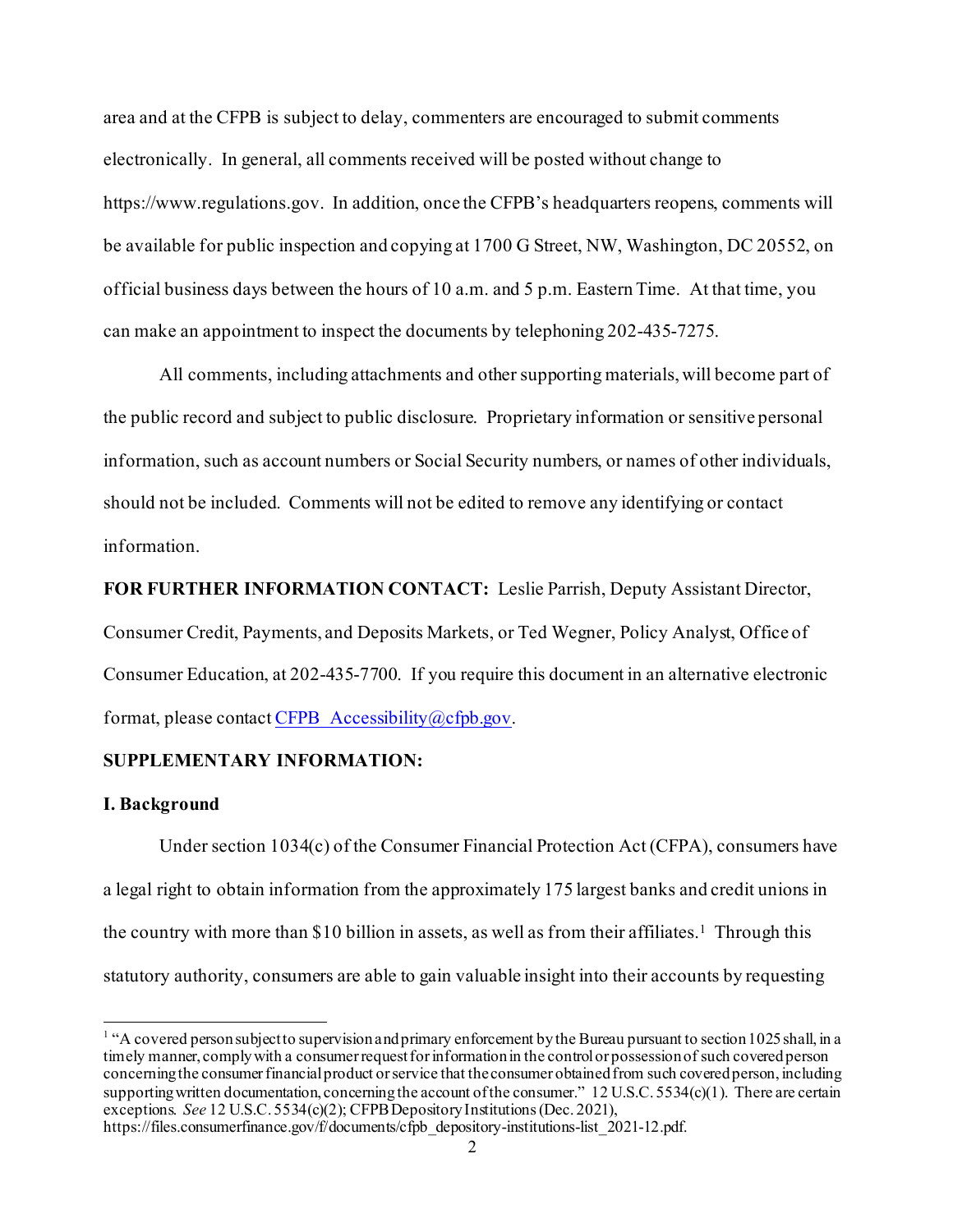area and at the CFPB is subject to delay, commenters are encouraged to submit comments electronically. In general, all comments received will be posted without change to https://www.regulations.gov. In addition, once the CFPB's headquarters reopens, comments will be available for public inspection and copying at 1700 G Street, NW, Washington, DC 20552, on official business days between the hours of 10 a.m. and 5 p.m. Eastern Time. At that time, you can make an appointment to inspect the documents by telephoning 202-435-7275.

All comments, including attachments and other supporting materials, will become part of the public record and subject to public disclosure. Proprietary information or sensitive personal information, such as account numbers or Social Security numbers, or names of other individuals, should not be included. Comments will not be edited to remove any identifying or contact information.

**FOR FURTHER INFORMATION CONTACT:** Leslie Parrish, Deputy Assistant Director, Consumer Credit, Payments, and Deposits Markets, or Ted Wegner, Policy Analyst, Office of Consumer Education, at 202-435-7700. If you require this document in an alternative electronic format, please contact CFPB_Accessibility@cfpb.gov.

**SUPPLEMENTARY INFORMATION:**

**I. Background**

Under section 1034(c) of the Consumer Financial Protection Act (CFPA), consumers have a legal right to obtain information from the approximately 175 largest banks and credit unions in the country with more than $10 billion in assets, as well as from their affiliates.[1] Through this statutory authority, consumers are able to gain valuable insight into their accounts by requesting

[1] "A covered person subject to supervision and primary enforcement by the Bureau pursuant to section 1025 shall, in a timely manner, comply with a consumer request for information in the control or possession of such covered person concerning the consumer financial product or service that the consumer obtained from such covered person, including supporting written documentation, concerning the account of the consumer." 12 U.S.C. 5534(c)(1). There are certain exceptions. *See* 12 U.S.C. 5534(c)(2); CFPB Depository Institutions (Dec. 2021), https://files.consumerfinance.gov/f/documents/cfpb_depository-institutions-list_2021-12.pdf.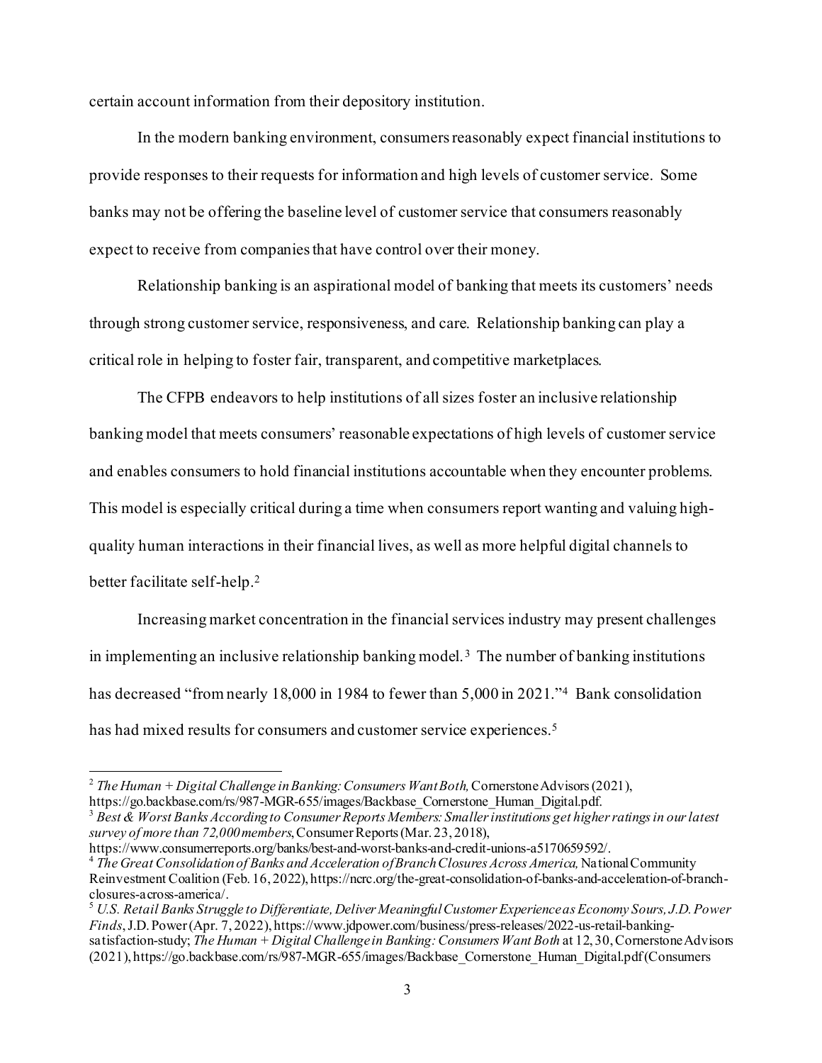certain account information from their depository institution.

In the modern banking environment, consumers reasonably expect financial institutions to provide responses to their requests for information and high levels of customer service. Some banks may not be offering the baseline level of customer service that consumers reasonably expect to receive from companies that have control over their money.

Relationship banking is an aspirational model of banking that meets its customers' needs through strong customer service, responsiveness, and care. Relationship banking can play a critical role in helping to foster fair, transparent, and competitive marketplaces.

The CFPB endeavors to help institutions of all sizes foster an inclusive relationship banking model that meets consumers' reasonable expectations of high levels of customer service and enables consumers to hold financial institutions accountable when they encounter problems. This model is especially critical during a time when consumers report wanting and valuing high-quality human interactions in their financial lives, as well as more helpful digital channels to better facilitate self-help.[2]

Increasing market concentration in the financial services industry may present challenges in implementing an inclusive relationship banking model.[3] The number of banking institutions has decreased "from nearly 18,000 in 1984 to fewer than 5,000 in 2021."[4] Bank consolidation has had mixed results for consumers and customer service experiences.[5]

---

[2] *The Human + Digital Challenge in Banking: Consumers Want Both,* Cornerstone Advisors (2021), https://go.backbase.com/rs/987-MGR-655/images/Backbase_Cornerstone_Human_Digital.pdf.

[3] *Best & Worst Banks According to Consumer Reports Members: Smaller institutions get higher ratings in our latest survey of more than 72,000 members*, Consumer Reports (Mar. 23, 2018), https://www.consumerreports.org/banks/best-and-worst-banks-and-credit-unions-a5170659592/.

[4] *The Great Consolidation of Banks and Acceleration of Branch Closures Across America,* National Community Reinvestment Coalition (Feb. 16, 2022), https://ncrc.org/the-great-consolidation-of-banks-and-acceleration-of-branch-closures-across-america/.

[5] *U.S. Retail Banks Struggle to Differentiate, Deliver Meaningful Customer Experience as Economy Sours, J.D. Power Finds*, J.D. Power (Apr. 7, 2022), https://www.jdpower.com/business/press-releases/2022-us-retail-banking-satisfaction-study; *The Human + Digital Challenge in Banking: Consumers Want Both* at 12, 30, Cornerstone Advisors (2021), https://go.backbase.com/rs/987-MGR-655/images/Backbase_Cornerstone_Human_Digital.pdf (Consumers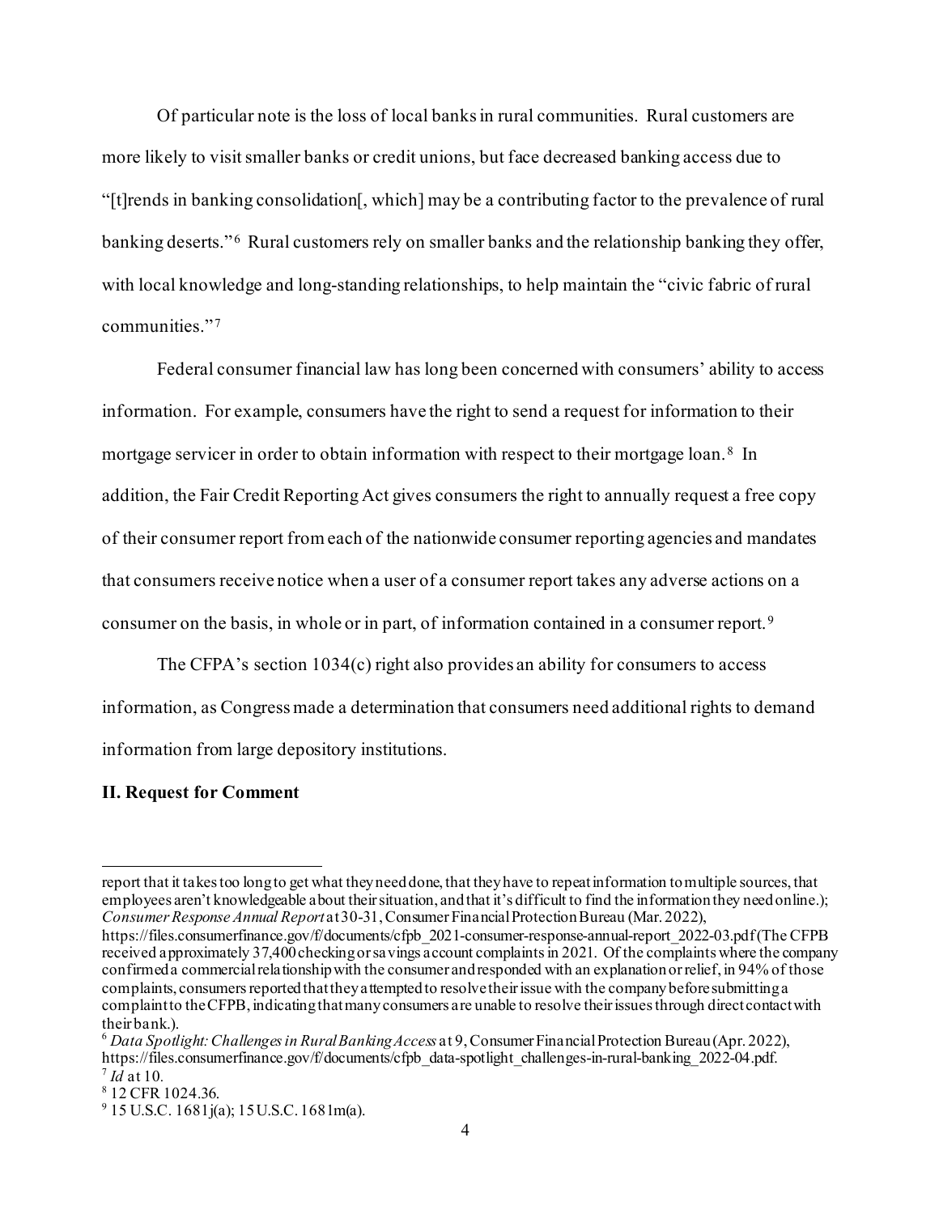Of particular note is the loss of local banks in rural communities. Rural customers are more likely to visit smaller banks or credit unions, but face decreased banking access due to "[t]rends in banking consolidation[, which] may be a contributing factor to the prevalence of rural banking deserts."[6] Rural customers rely on smaller banks and the relationship banking they offer, with local knowledge and long-standing relationships, to help maintain the "civic fabric of rural communities."[7]

Federal consumer financial law has long been concerned with consumers' ability to access information. For example, consumers have the right to send a request for information to their mortgage servicer in order to obtain information with respect to their mortgage loan.[8] In addition, the Fair Credit Reporting Act gives consumers the right to annually request a free copy of their consumer report from each of the nationwide consumer reporting agencies and mandates that consumers receive notice when a user of a consumer report takes any adverse actions on a consumer on the basis, in whole or in part, of information contained in a consumer report.[9]

The CFPA's section 1034(c) right also provides an ability for consumers to access information, as Congress made a determination that consumers need additional rights to demand information from large depository institutions.

**II. Request for Comment**

---

report that it takes too long to get what they need done, that they have to repeat information to multiple sources, that employees aren't knowledgeable about their situation, and that it's difficult to find the information they need online.); *Consumer Response Annual Report* at 30-31, Consumer Financial Protection Bureau (Mar. 2022), https://files.consumerfinance.gov/f/documents/cfpb_2021-consumer-response-annual-report_2022-03.pdf (The CFPB received approximately 37,400 checking or savings account complaints in 2021. Of the complaints where the company confirmed a commercial relationship with the consumer and responded with an explanation or relief, in 94% of those complaints, consumers reported that they attempted to resolve their issue with the company before submitting a complaint to the CFPB, indicating that many consumers are unable to resolve their issues through direct contact with their bank.).

[6] *Data Spotlight: Challenges in Rural Banking Access* at 9, Consumer Financial Protection Bureau (Apr. 2022), https://files.consumerfinance.gov/f/documents/cfpb_data-spotlight_challenges-in-rural-banking_2022-04.pdf.

[7] *Id* at 10.

[8] 12 CFR 1024.36.

[9] 15 U.S.C. 1681j(a); 15 U.S.C. 1681m(a).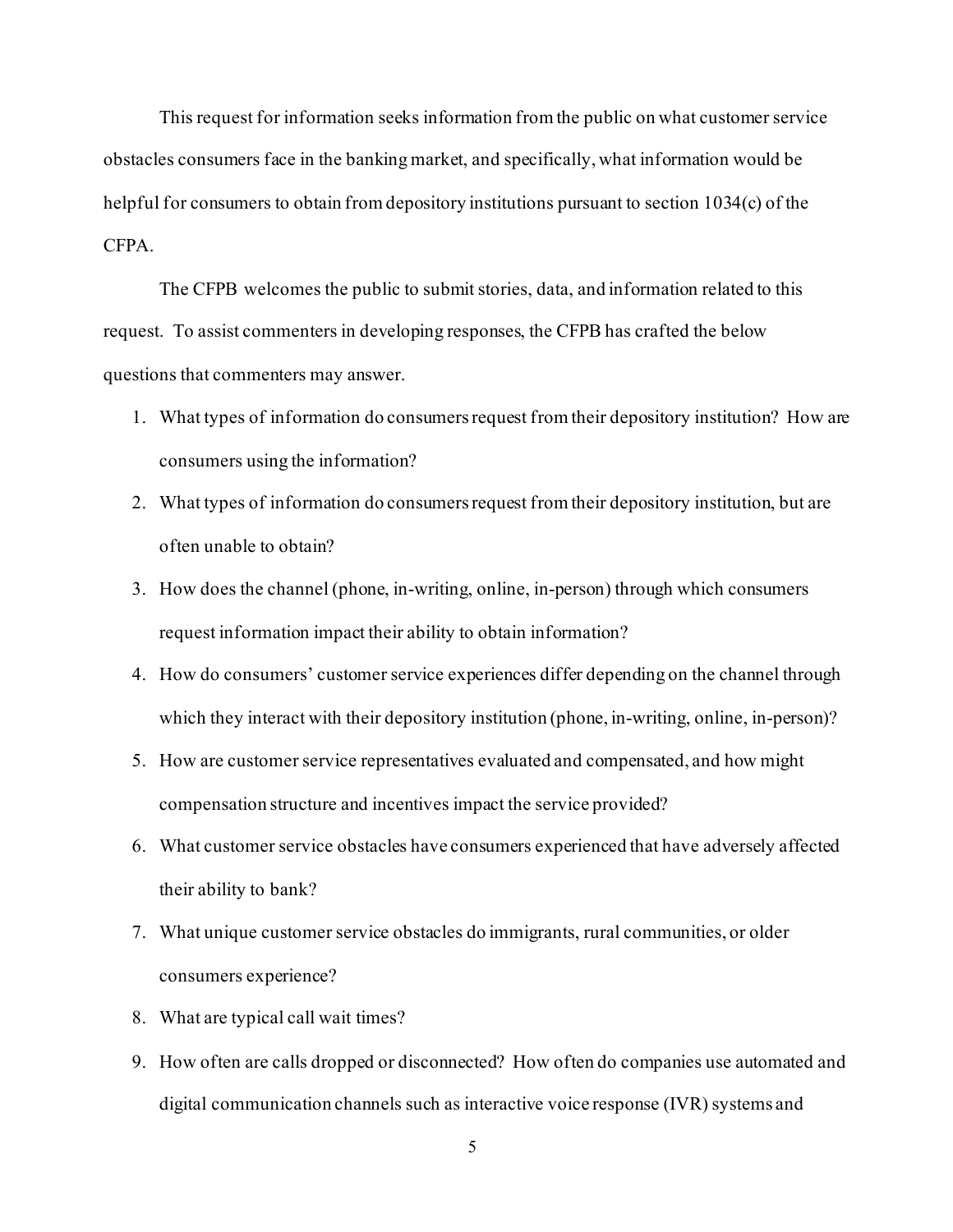This request for information seeks information from the public on what customer service obstacles consumers face in the banking market, and specifically, what information would be helpful for consumers to obtain from depository institutions pursuant to section 1034(c) of the CFPA.

The CFPB welcomes the public to submit stories, data, and information related to this request. To assist commenters in developing responses, the CFPB has crafted the below questions that commenters may answer.

1. What types of information do consumers request from their depository institution? How are consumers using the information?
2. What types of information do consumers request from their depository institution, but are often unable to obtain?
3. How does the channel (phone, in-writing, online, in-person) through which consumers request information impact their ability to obtain information?
4. How do consumers' customer service experiences differ depending on the channel through which they interact with their depository institution (phone, in-writing, online, in-person)?
5. How are customer service representatives evaluated and compensated, and how might compensation structure and incentives impact the service provided?
6. What customer service obstacles have consumers experienced that have adversely affected their ability to bank?
7. What unique customer service obstacles do immigrants, rural communities, or older consumers experience?
8. What are typical call wait times?
9. How often are calls dropped or disconnected? How often do companies use automated and digital communication channels such as interactive voice response (IVR) systems and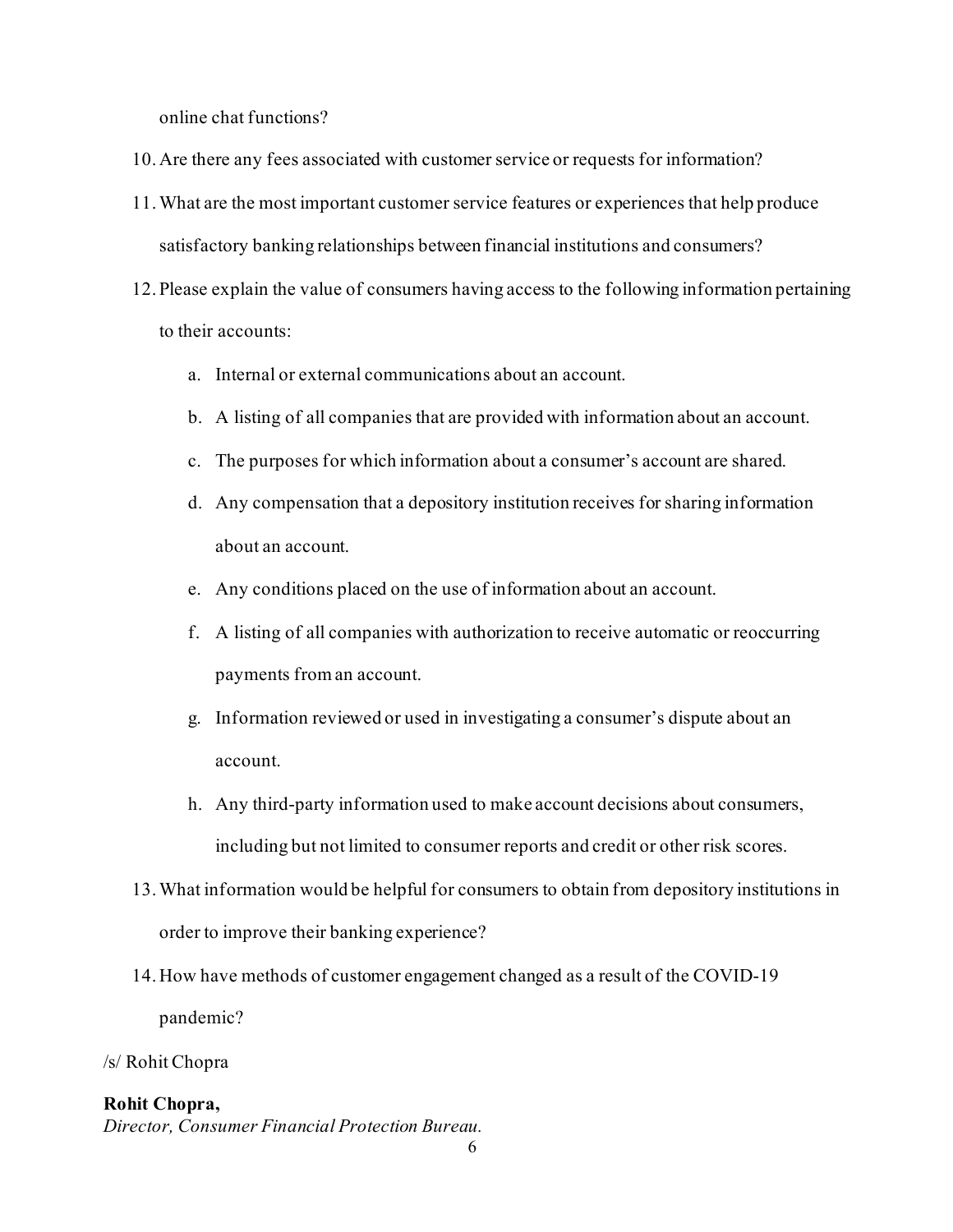online chat functions?

10. Are there any fees associated with customer service or requests for information?
11. What are the most important customer service features or experiences that help produce satisfactory banking relationships between financial institutions and consumers?
12. Please explain the value of consumers having access to the following information pertaining to their accounts:
    a. Internal or external communications about an account.
    b. A listing of all companies that are provided with information about an account.
    c. The purposes for which information about a consumer's account are shared.
    d. Any compensation that a depository institution receives for sharing information about an account.
    e. Any conditions placed on the use of information about an account.
    f. A listing of all companies with authorization to receive automatic or reoccurring payments from an account.
    g. Information reviewed or used in investigating a consumer's dispute about an account.
    h. Any third-party information used to make account decisions about consumers, including but not limited to consumer reports and credit or other risk scores.
13. What information would be helpful for consumers to obtain from depository institutions in order to improve their banking experience?
14. How have methods of customer engagement changed as a result of the COVID-19 pandemic?

/s/ Rohit Chopra

**Rohit Chopra,**
*Director, Consumer Financial Protection Bureau.*